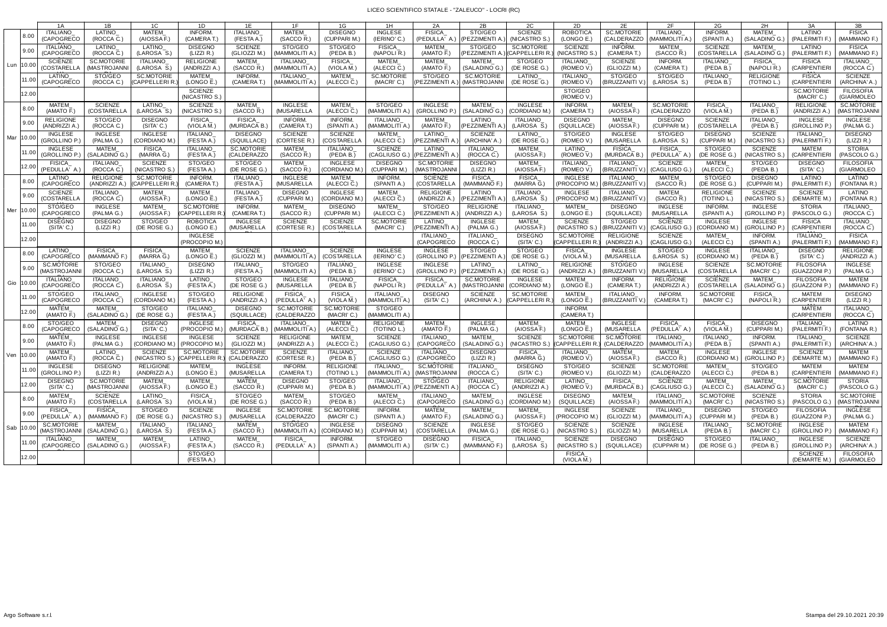# LICEO SCIENTIFICO STATALE - "ZALEUCO" - LOCRI (RC)

| | | 1A | 1B | 1C | 1D | 1E | 1F | 1G | 1H | 2A | 2B | 2C | 2D | 2E | 2F | 2G | 2H | 3A | 3B |
|---|---|---|---|---|---|---|---|---|---|---|---|---|---|---|---|---|---|---|---|
| Lun | 8.00 | ITALIANO_ (CAPOGRECO | LATINO_ (ROCCA C.) | MATEM_ (AIOSSA F.) | INFORM. (CAMERA T.) | ITALIANO_ (FESTA A.) | MATEM_ (SACCO R.) | DISEGNO (CUPPARI M.) | INGLESE (IERINO' C.) | FISICA_ (PEDULLA' A.) | STO/GEO (PEZZIMENTI A.) | SCIENZE (NICASTRO S.) | ROBOTICA (LONGO E.) | SC.MOTORIE (CALDERAZZO | ITALIANO_ (MAMMOLITI A.) | INFORM. (SPANTI A.) | MATEM_ (SALADINO G.) | LATINO (PALERMITI F.) | FISICA (MAMMANO F.) |
| | 9.00 | ITALIANO_ (CAPOGRECO | LATINO_ (ROCCA C.) | LATINO_ (LAROSA S.) | DISEGNO (LIZZI R.) | SCIENZE (GLIOZZI M.) | STO/GEO (MAMMOLITI A.) | STO/GEO (PEDA B.) | FISICA_ (NAPOLI R.) | MATEM_ (AMATO F.) | STO/GEO (PEZZIMENTI A.) | SC.MOTORIE (CAPPELLERI R.) | SCIENZE (NICASTRO S.) | INFORM. (CAMERA T.) | MATEM_ (SACCO R.) | SCIENZE (COSTARELLA | MATEM_ (SALADINO G.) | LATINO (PALERMITI F.) | FISICA (MAMMANO F.) |
| | 10.00 | SCIENZE (COSTARELLA | SC.MOTORIE (MASTROJANNI | ITALIANO_ (LAROSA S.) | RELIGIONE (ANDRIZZI A.) | MATEM_ (SACCO R.) | ITALIANO_ (MAMMOLITI A.) | FISICA_ (VIOLA M.) | MATEM_ (ALECCI C.) | MATEM_ (AMATO F.) | MATEM_ (SALADINO G.) | STO/GEO (DE ROSE G.) | ITALIANO_ (ROMEO V.) | SCIENZE (GLIOZZI M.) | INFORM. (CAMERA T.) | ITALIANO_ (PEDA B.) | FISICA_ (NAPOLI R.) | FISICA (CARPENTIERI | ITALIANO_ (ROCCA C.) |
| | 11.00 | LATINO_ (CAPOGRECO | STO/GEO (ROCCA C.) | SC.MOTORIE (CAPPELLERI R.) | MATEM_ (LONGO E.) | INFORM. (CAMERA T.) | ITALIANO_ (MAMMOLITI A.) | MATEM_ (ALECCI C.) | SC.MOTORIE (MACRI' C.) | STO/GEO (PEZZIMENTI A.) | SC.MOTORIE (MASTROJANNI | LATINO_ (DE ROSE G.) | ITALIANO_ (ROMEO V.) | STO/GEO (BRUZZANITI V.) | STO/GEO (LAROSA S.) | ITALIANO_ (PEDA B.) | RELIGIONE (TOTINO L.) | FISICA (CARPENTIERI | SCIENZE (ARCHINA' A.) |
| | 12.00 | | | | SCIENZE (NICASTRO S.) | | | | | | | | STO/GEO (ROMEO V.) | | | | | SC.MOTORIE (MACRI' C.) | FILOSOFIA (GIARMOLEO |
| Mar | 8.00 | MATEM_ (AMATO F.) | SCIENZE (COSTARELLA | LATINO_ (LAROSA S.) | SCIENZE (NICASTRO S.) | MATEM_ (SACCO R.) | INGLESE (MUSARELLA | MATEM_ (ALECCI C.) | STO/GEO (MAMMOLITI A.) | INGLESE (GROLLINO P.) | MATEM_ (SALADINO G.) | INGLESE (CORDIANO M.) | INFORM. (CAMERA T.) | MATEM_ (AIOSSA F.) | SC.MOTORIE (CALDERAZZO | FISICA_ (VIOLA M.) | ITALIANO_ (PEDA B.) | RELIGIONE (ANDRIZZI A.) | SC.MOTORIE (MASTROJANNI |
| | 9.00 | RELIGIONE (ANDRIZZI A.) | STO/GEO (ROCCA C.) | DISEGNO (SITA' C.) | FISICA_ (VIOLA M.) | FISICA_ (MURDACA B.) | INFORM. (CAMERA T.) | INFORM. (SPANTI A.) | ITALIANO_ (MAMMOLITI A.) | MATEM_ (AMATO F.) | LATINO_ (PEZZIMENTI A.) | ITALIANO_ (LAROSA S.) | DISEGNO (SQUILLACE) | MATEM_ (AIOSSA F.) | DISEGNO (CUPPARI M.) | SCIENZE (COSTARELLA | ITALIANO_ (PEDA B.) | INGLESE (GROLLINO P.) | INGLESE (PALMA G.) |
| | 10.00 | INGLESE (GROLLINO P.) | INGLESE (PALMA G.) | INGLESE (CORDIANO M.) | ITALIANO_ (FESTA A.) | DISEGNO (SQUILLACE) | SCIENZE (CORTESE R.) | SCIENZE (COSTARELLA | MATEM_ (ALECCI C.) | LATINO_ (PEZZIMENTI A.) | SCIENZE (ARCHINA' A.) | LATINO_ (DE ROSE G.) | STO/GEO (ROMEO V.) | INGLESE (MUSARELLA | STO/GEO (LAROSA S.) | DISEGNO (CUPPARI M.) | SCIENZE (NICASTRO S.) | ITALIANO_ (PALERMITI F.) | DISEGNO (LIZZI R.) |
| | 11.00 | INGLESE (GROLLINO P.) | MATEM_ (SALADINO G.) | FISICA_ (MARRA G.) | ITALIANO_ (FESTA A.) | SC.MOTORIE (CALDERAZZO | MATEM_ (SACCO R.) | ITALIANO_ (PEDA B.) | SCIENZE (CAGLIUSO G.) | LATINO_ (PEZZIMENTI A.) | ITALIANO_ (ROCCA C.) | MATEM_ (AIOSSA F.) | LATINO_ (ROMEO V.) | FISICA_ (MURDACA B.) | FISICA_ (PEDULLA' A.) | STO/GEO (DE ROSE G.) | SCIENZE (NICASTRO S.) | MATEM (CARPENTIERI | STORIA (PASCOLO G.) |
| | 12.00 | FISICA_ (PEDULLA' A.) | ITALIANO_ (ROCCA C.) | SCIENZE (NICASTRO S.) | STO/GEO (FESTA A.) | STO/GEO (DE ROSE G.) | MATEM_ (SACCO R.) | INGLESE (CORDIANO M.) | DISEGNO (CUPPARI M.) | SC.MOTORIE (MASTROJANNI | DISEGNO (LIZZI R.) | MATEM_ (AIOSSA F.) | ITALIANO_ (ROMEO V.) | ITALIANO_ (BRUZZANITI V.) | SCIENZE (CAGLIUSO G.) | MATEM_ (ALECCI C.) | STO/GEO (PEDA B.) | DISEGNO (SITA' C.) | FILOSOFIA (GIARMOLEO |
| Mer | 8.00 | LATINO_ (CAPOGRECO | RELIGIONE (ANDRIZZI A.) | SC.MOTORIE (CAPPELLERI R.) | INFORM. (CAMERA T.) | ITALIANO_ (FESTA A.) | INGLESE (MUSARELLA | MATEM_ (ALECCI C.) | INFORM. (SPANTI A.) | SCIENZE (COSTARELLA | FISICA_ (MAMMANO F.) | FISICA_ (MARRA G.) | INGLESE (PROCOPIO M.) | ITALIANO_ (BRUZZANITI V.) | MATEM_ (SACCO R.) | STO/GEO (DE ROSE G.) | DISEGNO (CUPPARI M.) | LATINO (PALERMITI F.) | LATINO (FONTANA R.) |
| | 9.00 | SCIENZE (COSTARELLA | ITALIANO_ (ROCCA C.) | MATEM_ (AIOSSA F.) | MATEM_ (LONGO E.) | ITALIANO_ (FESTA A.) | DISEGNO (CUPPARI M.) | INGLESE (CORDIANO M.) | MATEM_ (ALECCI C.) | RELIGIONE (ANDRIZZI A.) | LATINO_ (PEZZIMENTI A.) | ITALIANO_ (LAROSA S.) | INGLESE (PROCOPIO M.) | ITALIANO_ (BRUZZANITI V.) | MATEM_ (SACCO R.) | RELIGIONE (TOTINO L.) | SCIENZE (NICASTRO S.) | SCIENZE (DEMARTE M.) | LATINO (FONTANA R.) |
| | 10.00 | STO/GEO (CAPOGRECO | INGLESE (PALMA G.) | MATEM_ (AIOSSA F.) | SC.MOTORIE (CAPPELLERI R.) | INFORM. (CAMERA T.) | MATEM_ (SACCO R.) | DISEGNO (CUPPARI M.) | MATEM_ (ALECCI C.) | STO/GEO (PEZZIMENTI A.) | RELIGIONE (ANDRIZZI A.) | LATINO_ (LAROSA S.) | MATEM_ (LONGO E.) | DISEGNO (SQUILLACE) | INGLESE (MUSARELLA | INFORM. (SPANTI A.) | INGLESE (GROLLINO P.) | STORIA (PASCOLO G.) | ITALIANO_ (ROCCA C.) |
| | 11.00 | DISEGNO (SITA' C.) | DISEGNO (LIZZI R.) | STO/GEO (DE ROSE G.) | ROBOTICA (LONGO E.) | INGLESE (MUSARELLA | SCIENZE (CORTESE R.) | SCIENZE (COSTARELLA | SC.MOTORIE (MACRI' C.) | LATINO_ (PEZZIMENTI A.) | INGLESE (PALMA G.) | MATEM_ (AIOSSA F.) | SCIENZE (NICASTRO S.) | STO/GEO (BRUZZANITI V.) | SCIENZE (CAGLIUSO G.) | INGLESE (CORDIANO M.) | INGLESE (GROLLINO P.) | FISICA (CARPENTIERI | ITALIANO_ (ROCCA C.) |
| | 12.00 | | | | INGLESE (PROCOPIO M.) | | | | | ITALIANO_ (CAPOGRECO | ITALIANO_ (ROCCA C.) | DISEGNO (SITA' C.) | SC.MOTORIE (CAPPELLERI R.) | RELIGIONE (ANDRIZZI A.) | SCIENZE (CAGLIUSO G.) | MATEM_ (ALECCI C.) | INFORM. (SPANTI A.) | ITALIANO_ (PALERMITI F.) | FISICA (MAMMANO F.) |
| Gio | 8.00 | LATINO_ (CAPOGRECO | FISICA_ (MAMMANO F.) | FISICA_ (MARRA G.) | MATEM_ (LONGO E.) | SCIENZE (GLIOZZI M.) | ITALIANO_ (MAMMOLITI A.) | SCIENZE (COSTARELLA | INGLESE (IERINO' C.) | INGLESE (GROLLINO P.) | STO/GEO (PEZZIMENTI A.) | STO/GEO (DE ROSE G.) | FISICA_ (VIOLA M.) | INGLESE (MUSARELLA | STO/GEO (LAROSA S.) | INGLESE (CORDIANO M.) | ITALIANO_ (PEDA B.) | DISEGNO (SITA' C.) | RELIGIONE (ANDRIZZI A.) |
| | 9.00 | SC.MOTORIE (MASTROJANNI | STO/GEO (ROCCA C.) | ITALIANO_ (LAROSA S.) | DISEGNO (LIZZI R.) | ITALIANO_ (FESTA A.) | STO/GEO (MAMMOLITI A.) | ITALIANO_ (PEDA B.) | INGLESE (IERINO' C.) | INGLESE (GROLLINO P.) | LATINO_ (PEZZIMENTI A.) | LATINO_ (DE ROSE G.) | RELIGIONE (ANDRIZZI A.) | STO/GEO (BRUZZANITI V.) | INGLESE (MUSARELLA | SCIENZE (COSTARELLA | SC.MOTORIE (MACRI' C.) | FILOSOFIA (GUAZZONI P.) | INGLESE (PALMA G.) |
| | 10.00 | ITALIANO_ (CAPOGRECO | ITALIANO_ (ROCCA C.) | ITALIANO (LAROSA S.) | LATINO_ (FESTA A.) | STO/GEO (DE ROSE G.) | INGLESE (MUSARELLA | ITALIANO_ (PEDA B.) | FISICA_ (NAPOLI R.) | FISICA_ (PEDULLA' A.) | SC.MOTORIE (MASTROJANNI | INGLESE (CORDIANO M.) | MATEM_ (LONGO E.) | INFORM. (CAMERA T.) | RELIGIONE (ANDRIZZI A.) | SCIENZE (COSTARELLA | MATEM_ (SALADINO G.) | FILOSOFIA (GUAZZONI P.) | MATEM (MAMMANO F.) |
| | 11.00 | STO/GEO (CAPOGRECO | ITALIANO_ (ROCCA C.) | INGLESE (CORDIANO M.) | STO/GEO (FESTA A.) | RELIGIONE (ANDRIZZI A.) | FISICA_ (PEDULLA' A.) | FISICA_ (VIOLA M.) | ITALIANO_ (MAMMOLITI A.) | DISEGNO (SITA' C.) | SCIENZE (ARCHINA' A.) | SC.MOTORIE (CAPPELLERI R.) | MATEM_ (LONGO E.) | ITALIANO_ (BRUZZANITI V.) | INFORM. (CAMERA T.) | SC.MOTORIE (MACRI' C.) | FISICA_ (NAPOLI R.) | MATEM (CARPENTIERI | DISEGNO (LIZZI R.) |
| | 12.00 | MATEM_ (AMATO F.) | MATEM_ (SALADINO G.) | STO/GEO (DE ROSE G.) | ITALIANO_ (FESTA A.) | DISEGNO (SQUILLACE) | SC.MOTORIE (CALDERAZZO | SC.MOTORIE (MACRI' C.) | STO/GEO (MAMMOLITI A.) | | | | INFORM. (CAMERA T.) | | | | | MATEM (CARPENTIERI | ITALIANO_ (ROCCA C.) |
| Ven | 8.00 | STO/GEO (CAPOGRECO | MATEM_ (SALADINO G.) | DISEGNO (SITA' C.) | INGLESE (PROCOPIO M.) | FISICA_ (MURDACA B.) | ITALIANO_ (MAMMOLITI A.) | MATEM_ (ALECCI C.) | RELIGIONE (TOTINO L.) | MATEM_ (AMATO F.) | INGLESE (PALMA G.) | MATEM_ (AIOSSA F.) | MATEM_ (LONGO E.) | INGLESE (MUSARELLA | FISICA_ (PEDULLA' A.) | FISICA_ (VIOLA M.) | DISEGNO (CUPPARI M.) | ITALIANO_ (PALERMITI F.) | LATINO (FONTANA R.) |
| | 9.00 | MATEM_ (AMATO F.) | INGLESE (PALMA G.) | INGLESE (CORDIANO M.) | INGLESE (PROCOPIO M.) | SCIENZE (GLIOZZI M.) | RELIGIONE (ANDRIZZI A.) | MATEM_ (ALECCI C.) | SCIENZE (CAGLIUSO G.) | ITALIANO_ (CAPOGRECO | MATEM_ (SALADINO G.) | SCIENZE (NICASTRO S.) | SC.MOTORIE (CAPPELLERI R.) | SC.MOTORIE (CALDERAZZO | ITALIANO_ (MAMMOLITI A.) | ITALIANO_ (PEDA B.) | INFORM. (SPANTI A.) | ITALIANO_ (PALERMITI F.) | SCIENZE (ARCHINA' A.) |
| | 10.00 | MATEM_ (AMATO F.) | LATINO_ (ROCCA C.) | SCIENZE (NICASTRO S.) | SC.MOTORIE (CAPPELLERI R.) | SC.MOTORIE (CALDERAZZO | SCIENZE (CORTESE R.) | ITALIANO_ (PEDA B.) | SCIENZE (CAGLIUSO G.) | ITALIANO_ (CAPOGRECO | DISEGNO (LIZZI R.) | FISICA_ (MARRA G.) | ITALIANO_ (ROMEO V.) | MATEM_ (AIOSSA F.) | MATEM_ (SACCO R.) | INGLESE (CORDIANO M.) | INGLESE (GROLLINO P.) | SCIENZE (DEMARTE M.) | MATEM (MAMMANO F.) |
| | 11.00 | INGLESE (GROLLINO P.) | DISEGNO (LIZZI R.) | RELIGIONE (ANDRIZZI A.) | MATEM_ (LONGO E.) | INGLESE (MUSARELLA | INFORM. (CAMERA T.) | RELIGIONE (TOTINO L.) | ITALIANO_ (MAMMOLITI A.) | SC.MOTORIE (MASTROJANNI | ITALIANO_ (ROCCA C.) | DISEGNO (SITA' C.) | STO/GEO (ROMEO V.) | SCIENZE (GLIOZZI M.) | SC.MOTORIE (CALDERAZZO | MATEM_ (ALECCI C.) | STO/GEO (PEDA B.) | MATEM (CARPENTIERI | MATEM (MAMMANO F.) |
| | 12.00 | DISEGNO (SITA' C.) | SC.MOTORIE (MASTROJANNI | MATEM_ (AIOSSA F.) | MATEM_ (LONGO E.) | MATEM_ (SACCO R.) | DISEGNO (CUPPARI M.) | STO/GEO (PEDA B.) | ITALIANO_ (MAMMOLITI A.) | STO/GEO (PEZZIMENTI A.) | ITALIANO_ (ROCCA C.) | RELIGIONE (ANDRIZZI A.) | LATINO_ (ROMEO V.) | FISICA_ (MURDACA B.) | SCIENZE (CAGLIUSO G.) | MATEM_ (ALECCI C.) | MATEM_ (SALADINO G.) | SC.MOTORIE (MACRI' C.) | STORIA (PASCOLO G.) |
| Sab | 8.00 | MATEM_ (AMATO F.) | SCIENZE (COSTARELLA | LATINO_ (LAROSA S.) | FISICA_ (VIOLA M.) | STO/GEO (DE ROSE G.) | MATEM_ (SACCO R.) | STO/GEO (PEDA B.) | MATEM_ (ALECCI C.) | ITALIANO_ (CAPOGRECO | MATEM_ (SALADINO G.) | INGLESE (CORDIANO M.) | DISEGNO (SQUILLACE) | MATEM_ (AIOSSA F.) | ITALIANO_ (MAMMOLITI A.) | SC.MOTORIE (MACRI' C.) | SCIENZE (NICASTRO S.) | STORIA (PASCOLO G.) | SC.MOTORIE (MASTROJANNI |
| | 9.00 | FISICA_ (PEDULLA' A.) | FISICA_ (MAMMANO F.) | STO/GEO (DE ROSE G.) | SCIENZE (NICASTRO S.) | INGLESE (MUSARELLA | SC.MOTORIE (CALDERAZZO | SC.MOTORIE (MACRI' C.) | INFORM. (SPANTI A.) | MATEM_ (AMATO F.) | MATEM_ (SALADINO G.) | MATEM_ (AIOSSA F.) | INGLESE (PROCOPIO M.) | SCIENZE (GLIOZZI M.) | ITALIANO_ (MAMMOLITI A.) | DISEGNO (CUPPARI M.) | STO/GEO (PEDA B.) | FILOSOFIA (GUAZZONI P.) | INGLESE (PALMA G.) |
| | 10.00 | SC.MOTORIE (MASTROJANNI | MATEM_ (SALADINO G.) | ITALIANO_ (LAROSA S.) | ITALIANO_ (FESTA A.) | MATEM_ (SACCO R.) | STO/GEO (MAMMOLITI A.) | INGLESE (CORDIANO M.) | DISEGNO (CUPPARI M.) | SCIENZE (COSTARELLA | INGLESE (PALMA G.) | STO/GEO (DE ROSE G.) | SCIENZE (NICASTRO S.) | SCIENZE (GLIOZZI M.) | INGLESE (MUSARELLA | ITALIANO_ (PEDA B.) | SC.MOTORIE (MACRI' C.) | INGLESE (GROLLINO P.) | MATEM (MAMMANO F.) |
| | 11.00 | ITALIANO_ (CAPOGRECO | MATEM_ (SALADINO G.) | MATEM_ (AIOSSA F.) | LATINO_ (FESTA A.) | MATEM_ (SACCO R.) | FISICA_ (PEDULLA' A.) | INFORM. (SPANTI A.) | STO/GEO (MAMMOLITI A.) | DISEGNO (SITA' C.) | FISICA_ (MAMMANO F.) | ITALIANO_ (LAROSA S.) | SCIENZE (NICASTRO S.) | DISEGNO (SQUILLACE) | DISEGNO (CUPPARI M.) | STO/GEO (DE ROSE G.) | ITALIANO_ (PEDA B.) | INGLESE (GROLLINO P.) | SCIENZE (ARCHINA' A.) |
| | 12.00 | | | | STO/GEO (FESTA A.) | | | | | | | | FISICA_ (VIOLA M.) | | | | | SCIENZE (DEMARTE M.) | FILOSOFIA (GIARMOLEO |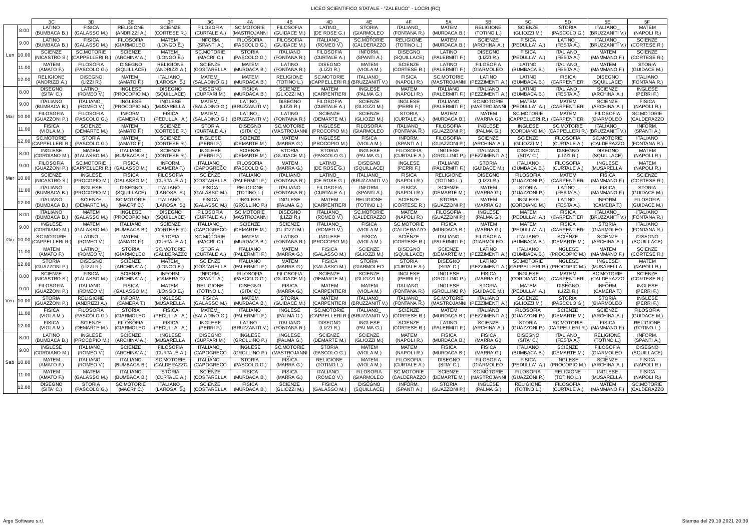# LICEO SCIENTIFICO STATALE - "ZALEUCO" - LOCRI (RC)

| | | 3C | 3D | 3E | 3F | 3G | 4A | 4B | 4D | 4E | 4F | 5A | 5B | 5C | 5D | 5E | 5F |
|---|---|---|---|---|---|---|---|---|---|---|---|---|---|---|---|---|---|
| Lun | 8.00 | LATINO (BUMBACA B.) | FISICA (GALASSO M.) | RELIGIONE (ANDRIZZI A.) | SCIENZE (CORTESE R.) | FILOSOFIA (CURTALE A.) | SC.MOTORIE (MASTROJANNI | FILOSOFIA (GUIDACE M.) | LATINO_ (DE ROSE G.) | STORIA (GIARMOLEO | ITALIANO_ (FONTANA R.) | MATEM (MURDACA B.) | RELIGIONE (TOTINO L.) | SCIENZE (GLIOZZI M.) | STORIA (PASCOLO G.) | ITALIANO_ (BRUZZANITI V.) | MATEM (NAPOLI R.) |
| | 9.00 | LATINO (BUMBACA B.) | FISICA (GALASSO M.) | FILOSOFIA (GIARMOLEO | MATEM_ (LONGO E.) | INFORM. (SPANTI A.) | FILOSOFIA (PASCOLO G.) | FILOSOFIA (GUIDACE M.) | ITALIANO_ (ROMEO V.) | SC.MOTORIE (CALDERAZZO | RELIGIONE (TOTINO L.) | MATEM (MURDACA B.) | SCIENZE (ARCHINA' A.) | FISICA (PEDULLA' A.) | LATINO_ (FESTA A.) | ITALIANO_ (BRUZZANITI V.) | SCIENZE (CORTESE R.) |
| | 10.00 | SCIENZE (NICASTRO S.) | SC.MOTORIE (CAPPELLERI R.) | SCIENZE (ARCHINA' A.) | MATEM_ (LONGO E.) | SC.MOTORIE (MACRI' C.) | STORIA (PASCOLO G.) | ITALIANO (FONTANA R.) | FILOSOFIA (CURTALE A.) | INFORM. (SPANTI A.) | DISEGNO (SQUILLACE) | LATINO (PALERMITI F.) | DISEGNO (LIZZI R.) | FISICA (PEDULLA' A.) | ITALIANO_ (FESTA A.) | MATEM (MAMMANO F.) | SCIENZE (CORTESE R.) |
| | 11.00 | MATEM (AMATO F.) | FILOSOFIA (PASCOLO G.) | DISEGNO (SQUILLACE) | RELIGIONE (ANDRIZZI A.) | SCIENZE (COSTARELLA | MATEM (MURDACA B.) | LATINO (FONTANA R.) | DISEGNO (LIZZI R.) | MATEM (VIOLA M.) | SCIENZE (CORTESE R.) | LATINO (PALERMITI F.) | FILOSOFIA (GIARMOLEO | LATINO (BUMBACA B.) | ITALIANO_ (FESTA A.) | MATEM (MAMMANO F.) | STORIA (GUIDACE M.) |
| | 12.00 | RELIGIONE (ANDRIZZI A.) | DISEGNO (LIZZI R.) | MATEM_ (AMATO F.) | ITALIANO_ (LAROSA S.) | MATEM_ (SALADINO G.) | MATEM (MURDACA B.) | RELIGIONE (TOTINO L.) | SC.MOTORIE (CAPPELLERI R.) | ITALIANO_ (BRUZZANITI V.) | FISICA (NAPOLI R.) | SC.MOTORIE (MASTROJANNI | LATINO (PEZZIMENTI A.) | LATINO (BUMBACA B.) | FISICA (CARPENTIERI | DISEGNO (SQUILLACE) | ITALIANO (FONTANA R.) |
| Mar | 8.00 | DISEGNO (SITA' C.) | LATINO_ (ROMEO V.) | INGLESE (PROCOPIO M.) | DISEGNO (SQUILLACE) | DISEGNO (CUPPARI M.) | FISICA (MURDACA B.) | SCIENZE (GLIOZZI M.) | MATEM (CARPENTIERI | INGLESE (PALMA G.) | MATEM (NAPOLI R.) | ITALIANO (PALERMITI F.) | ITALIANO (PEZZIMENTI A.) | LATINO (BUMBACA B.) | ITALIANO_ (FESTA A.) | SCIENZE (ARCHINA' A.) | INGLESE (PERRI F.) |
| | 9.00 | ITALIANO (BUMBACA B.) | ITALIANO_ (ROMEO V.) | INGLESE (PROCOPIO M.) | INGLESE (MUSARELLA | MATEM_ (SALADINO G.) | LATINO_ (BRUZZANITI V.) | DISEGNO (LIZZI R.) | FILOSOFIA (CURTALE A.) | SCIENZE (GLIOZZI M.) | INGLESE (PERRI F.) | ITALIANO (PALERMITI F.) | SC.MOTORIE (MASTROJANNI | MATEM (PEDULLA' A.) | MATEM (CARPENTIERI | SCIENZE (ARCHINA' A.) | FISICA (NAPOLI R.) |
| | 10.00 | FILOSOFIA (GUAZZONI P.) | FILOSOFIA (PASCOLO G.) | INFORM. (CAMERA T.) | FISICA (PEDULLA' A.) | MATEM_ (SALADINO G.) | LATINO_ (BRUZZANITI V.) | LATINO (FONTANA R.) | SCIENZE (DEMARTE M.) | SCIENZE (GLIOZZI M.) | STORIA (CURTALE A.) | MATEM (MURDACA B.) | MATEM (MARRA G.) | SC.MOTORIE (CAPPELLERI R.) | MATEM (CARPENTIERI | FILOSOFIA (GIARMOLEO | SC.MOTORIE (CALDERAZZO |
| | 11.00 | FISICA (VIOLA M.) | SCIENZE (DEMARTE M.) | MATEM_ (AMATO F.) | SCIENZE (CORTESE R.) | STORIA (CURTALE A.) | DISEGNO (SITA' C.) | SC.MOTORIE (MASTROJANNI | INGLESE (PROCOPIO M.) | FILOSOFIA (GIARMOLEO | ITALIANO_ (FONTANA R.) | FILOSOFIA (GUAZZONI P.) | INGLESE (PALMA G.) | INGLESE (CORDIANO M.) | SC.MOTORIE (CAPPELLERI R.) | ITALIANO_ (BRUZZANITI V.) | INFORM. (SPANTI A.) |
| | 12.00 | SC.MOTORIE (CAPPELLERI R.) | STORIA (PASCOLO G.) | MATEM_ (AMATO F.) | SCIENZE (CORTESE R.) | INGLESE (PERRI F.) | SCIENZE (DEMARTE M.) | MATEM (MARRA G.) | INGLESE (PROCOPIO M.) | FISICA (VIOLA M.) | INFORM. (SPANTI A.) | FILOSOFIA (GUAZZONI P.) | SCIENZE (ARCHINA' A.) | SCIENZE (GLIOZZI M.) | FILOSOFIA (CURTALE A.) | SC.MOTORIE (CALDERAZZO | ITALIANO (FONTANA R.) |
| Mer | 8.00 | INGLESE (CORDIANO M.) | MATEM (GALASSO M.) | ITALIANO (BUMBACA B.) | SCIENZE (CORTESE R.) | INGLESE (PERRI F.) | SCIENZE (DEMARTE M.) | STORIA (GUIDACE M.) | STORIA (PASCOLO G.) | INGLESE (PALMA G.) | FILOSOFIA (CURTALE A.) | INGLESE (GROLLINO P.) | ITALIANO (PEZZIMENTI A.) | DISEGNO (SITA' C.) | DISEGNO (LIZZI R.) | DISEGNO (SQUILLACE) | MATEM (NAPOLI R.) |
| | 9.00 | FILOSOFIA (GUAZZONI P.) | SC.MOTORIE (CAPPELLERI R.) | FISICA (GALASSO M.) | INFORM. (CAMERA T.) | ITALIANO_ (CAPOGRECO | FILOSOFIA (PASCOLO G.) | MATEM (MARRA G.) | LATINO_ (DE ROSE G.) | DISEGNO (SQUILLACE) | INGLESE (PERRI F.) | ITALIANO (PALERMITI F.) | STORIA (GUIDACE M.) | ITALIANO (BUMBACA B.) | FILOSOFIA (CURTALE A.) | INGLESE (MUSARELLA | MATEM (NAPOLI R.) |
| | 10.00 | SCIENZE (NICASTRO S.) | INGLESE (PROCOPIO M.) | FISICA (GALASSO M.) | FILOSOFIA (CURTALE A.) | SCIENZE (COSTARELLA | ITALIANO (PALERMITI F.) | ITALIANO (FONTANA R.) | LATINO_ (DE ROSE G.) | ITALIANO_ (BRUZZANITI V.) | FISICA (NAPOLI R.) | RELIGIONE (TOTINO L.) | DISEGNO (LIZZI R.) | FILOSOFIA (GUAZZONI P.) | MATEM (CARPENTIERI | FISICA (MAMMANO F.) | SCIENZE (CORTESE R.) |
| | 11.00 | ITALIANO (BUMBACA B.) | INGLESE (PROCOPIO M.) | DISEGNO (SQUILLACE) | ITALIANO_ (LAROSA S.) | FISICA (GALASSO M.) | RELIGIONE (TOTINO L.) | ITALIANO (FONTANA R.) | FILOSOFIA (CURTALE A.) | INFORM. (SPANTI A.) | INGLESE (NAPOLI R.) | SCIENZE (DEMARTE M.) | MATEM (MARRA G.) | STORIA (GUAZZONI P.) | LATINO_ (FESTA A.) | FISICA (MAMMANO F.) | STORIA (GUIDACE M.) |
| | 12.00 | ITALIANO (BUMBACA B.) | SCIENZE (DEMARTE M.) | SC.MOTORIE (MACRI' C.) | ITALIANO_ (LAROSA S.) | FISICA (GALASSO M.) | INGLESE (GROLLINO P.) | INGLESE (PALMA G.) | MATEM (CARPENTIERI | RELIGIONE (TOTINO L.) | SCIENZE (CORTESE R.) | STORIA (GUAZZONI P.) | MATEM (MARRA G.) | INGLESE (CORDIANO M.) | LATINO_ (FESTA A.) | INFORM. (CAMERA T.) | FILOSOFIA (GUIDACE M.) |
| Gio | 8.00 | ITALIANO (BUMBACA B.) | MATEM (GALASSO M.) | INGLESE (PROCOPIO M.) | DISEGNO (SQUILLACE) | FILOSOFIA (CURTALE A.) | SC.MOTORIE (MASTROJANNI | DISEGNO (LIZZI R.) | ITALIANO_ (ROMEO V.) | SC.MOTORIE (CALDERAZZO | MATEM (NAPOLI R.) | FILOSOFIA (GUAZZONI P.) | INGLESE (PALMA G.) | MATEM (PEDULLA' A.) | FISICA (CARPENTIERI | ITALIANO_ (BRUZZANITI V.) | ITALIANO (FONTANA R.) |
| | 9.00 | INGLESE (CORDIANO M.) | MATEM (GALASSO M.) | ITALIANO (BUMBACA B.) | SCIENZE (CORTESE R.) | ITALIANO_ (CAPOGRECO | SCIENZE (DEMARTE M.) | SCIENZE (GLIOZZI M.) | ITALIANO_ (ROMEO V.) | FISICA (VIOLA M.) | SC.MOTORIE (CALDERAZZO | FISICA (MURDACA B.) | MATEM (MARRA G.) | MATEM (PEDULLA' A.) | FISICA (CARPENTIERI | STORIA (GIARMOLEO | ITALIANO (FONTANA R.) |
| | 10.00 | SC.MOTORIE (CAPPELLERI R.) | LATINO_ (ROMEO V.) | MATEM_ (AMATO F.) | STORIA (CURTALE A.) | SC.MOTORIE (MACRI' C.) | MATEM (MURDACA B.) | LATINO (FONTANA R.) | INGLESE (PROCOPIO M.) | FISICA (VIOLA M.) | SCIENZE (CORTESE R.) | ITALIANO (PALERMITI F.) | FILOSOFIA (GIARMOLEO | ITALIANO (BUMBACA B.) | SCIENZE (DEMARTE M.) | SCIENZE (ARCHINA' A.) | DISEGNO (SQUILLACE) |
| | 11.00 | MATEM (AMATO F.) | LATINO_ (ROMEO V.) | STORIA (GIARMOLEO | SC.MOTORIE (CALDERAZZO | STORIA (CURTALE A.) | ITALIANO (PALERMITI F.) | MATEM (MARRA G.) | FISICA (GALASSO M.) | SCIENZE (GLIOZZI M.) | DISEGNO (SQUILLACE) | SCIENZE (DEMARTE M.) | LATINO (PEZZIMENTI A.) | ITALIANO (BUMBACA B.) | INGLESE (PROCOPIO M.) | MATEM (MAMMANO F.) | SCIENZE (CORTESE R.) |
| | 12.00 | STORIA (GUAZZONI P.) | DISEGNO (LIZZI R.) | SCIENZE (ARCHINA' A.) | MATEM_ (LONGO E.) | SCIENZE (COSTARELLA | ITALIANO (PALERMITI F.) | MATEM (MARRA G.) | FISICA (GALASSO M.) | STORIA (GIARMOLEO | STORIA (CURTALE A.) | DISEGNO (SITA' C.) | LATINO (PEZZIMENTI A.) | SC.MOTORIE (CAPPELLERI R.) | INGLESE (PROCOPIO M.) | INGLESE (MUSARELLA | MATEM (NAPOLI R.) |
| Ven | 8.00 | SCIENZE (NICASTRO S.) | FISICA (GALASSO M.) | SCIENZE (ARCHINA' A.) | INFORM. (CAMERA T.) | INFORM. (SPANTI A.) | FILOSOFIA (PASCOLO G.) | FILOSOFIA (GUIDACE M.) | SCIENZE (DEMARTE M.) | SCIENZE (GLIOZZI M.) | INGLESE (PERRI F.) | INGLESE (GROLLINO P.) | FISICA (MARRA G.) | INGLESE (CORDIANO M.) | MATEM (CARPENTIERI | SC.MOTORIE (CALDERAZZO | SCIENZE (CORTESE R.) |
| | 9.00 | FILOSOFIA (GUAZZONI P.) | ITALIANO_ (ROMEO V.) | FISICA (GALASSO M.) | MATEM_ (LONGO E.) | RELIGIONE (TOTINO L.) | DISEGNO (SITA' C.) | FISICA (MARRA G.) | MATEM (CARPENTIERI | MATEM (VIOLA M.) | ITALIANO_ (FONTANA R.) | INGLESE (GROLLINO P.) | STORIA (GUIDACE M.) | MATEM (PEDULLA' A.) | DISEGNO (LIZZI R.) | INFORM. (CAMERA T.) | INGLESE (PERRI F.) |
| | 10.00 | STORIA (GUAZZONI P.) | RELIGIONE (ANDRIZZI A.) | INFORM. (CAMERA T.) | INGLESE (MUSARELLA | FISICA (GALASSO M.) | MATEM (MURDACA B.) | STORIA (GUIDACE M.) | MATEM (CARPENTIERI | ITALIANO_ (BRUZZANITI V.) | ITALIANO_ (FONTANA R.) | SC.MOTORIE (MASTROJANNI | ITALIANO (PEZZIMENTI A.) | SCIENZE (GLIOZZI M.) | STORIA (PASCOLO G.) | STORIA (GIARMOLEO | INGLESE (PERRI F.) |
| | 11.00 | FISICA (VIOLA M.) | FILOSOFIA (PASCOLO G.) | STORIA (GIARMOLEO | FISICA (PEDULLA' A.) | MATEM_ (SALADINO G.) | ITALIANO (PALERMITI F.) | INGLESE (PALMA G.) | SC.MOTORIE (CAPPELLERI R.) | ITALIANO_ (BRUZZANITI V.) | SCIENZE (CORTESE R.) | MATEM (MURDACA B.) | ITALIANO (PEZZIMENTI A.) | FILOSOFIA (GUAZZONI P.) | SCIENZE (DEMARTE M.) | SCIENZE (ARCHINA' A.) | FILOSOFIA (GUIDACE M.) |
| | 12.00 | FISICA (VIOLA M.) | SCIENZE (DEMARTE M.) | FILOSOFIA (GIARMOLEO | FISICA (PEDULLA' A.) | INGLESE (PERRI F.) | LATINO_ (BRUZZANITI V.) | ITALIANO (FONTANA R.) | DISEGNO (LIZZI R.) | INGLESE (PALMA G.) | SCIENZE (CORTESE R.) | LATINO (PALERMITI F.) | SCIENZE (ARCHINA' A.) | STORIA (GUAZZONI P.) | SC.MOTORIE (CAPPELLERI R.) | FISICA (MAMMANO F.) | RELIGIONE (TOTINO L.) |
| Sab | 8.00 | LATINO (BUMBACA B.) | INGLESE (PROCOPIO M.) | SCIENZE (ARCHINA' A.) | INGLESE (MUSARELLA | DISEGNO (CUPPARI M.) | INGLESE (GROLLINO P.) | INGLESE (PALMA G.) | SCIENZE (DEMARTE M.) | SCIENZE (GLIOZZI M.) | MATEM (NAPOLI R.) | FISICA (MURDACA B.) | FISICA (MARRA G.) | DISEGNO (SITA' C.) | ITALIANO_ (FESTA A.) | RELIGIONE (TOTINO L.) | INFORM. (SPANTI A.) |
| | 9.00 | INGLESE (CORDIANO M.) | ITALIANO_ (ROMEO V.) | SCIENZE (ARCHINA' A.) | FILOSOFIA (CURTALE A.) | ITALIANO_ (CAPOGRECO | INGLESE (GROLLINO P.) | SC.MOTORIE (MASTROJANNI | STORIA (PASCOLO G.) | MATEM (VIOLA M.) | MATEM (NAPOLI R.) | FISICA (MURDACA B.) | FISICA (MARRA G.) | ITALIANO (BUMBACA B.) | SCIENZE (DEMARTE M.) | FILOSOFIA (GIARMOLEO | DISEGNO (SQUILLACE) |
| | 10.00 | MATEM (AMATO F.) | ITALIANO_ (ROMEO V.) | ITALIANO (BUMBACA B.) | SC.MOTORIE (CALDERAZZO | ITALIANO_ (CAPOGRECO | STORIA (PASCOLO G.) | FISICA (MARRA G.) | RELIGIONE (TOTINO L.) | MATEM (VIOLA M.) | FILOSOFIA (CURTALE A.) | DISEGNO (SITA' C.) | FILOSOFIA (GIARMOLEO | FISICA (PEDULLA' A.) | INGLESE (PROCOPIO M.) | SCIENZE (ARCHINA' A.) | FISICA (NAPOLI R.) |
| | 11.00 | MATEM (AMATO F.) | MATEM (GALASSO M.) | ITALIANO (BUMBACA B.) | STORIA (CURTALE A.) | SCIENZE (COSTARELLA | FISICA (MURDACA B.) | FISICA (MARRA G.) | ITALIANO_ (ROMEO V.) | FILOSOFIA (GIARMOLEO | SC.MOTORIE (CALDERAZZO | SCIENZE (DEMARTE M.) | SC.MOTORIE (MASTROJANNI | FILOSOFIA (GUAZZONI P.) | RELIGIONE (TOTINO L.) | INGLESE (MUSARELLA | FISICA (NAPOLI R.) |
| | 12.00 | DISEGNO (SITA' C.) | STORIA (PASCOLO G.) | SC.MOTORIE (MACRI' C.) | ITALIANO_ (LAROSA S.) | SCIENZE (COSTARELLA | FISICA (MURDACA B.) | SCIENZE (GLIOZZI M.) | FISICA (GALASSO M.) | DISEGNO (SQUILLACE) | INFORM. (SPANTI A.) | STORIA (GUAZZONI P.) | INGLESE (PALMA G.) | RELIGIONE (TOTINO L.) | FILOSOFIA (CURTALE A.) | MATEM (MAMMANO F.) | SC.MOTORIE (CALDERAZZO |

Argo Software s.r.l

Stampa del 29.10.2021 20:39